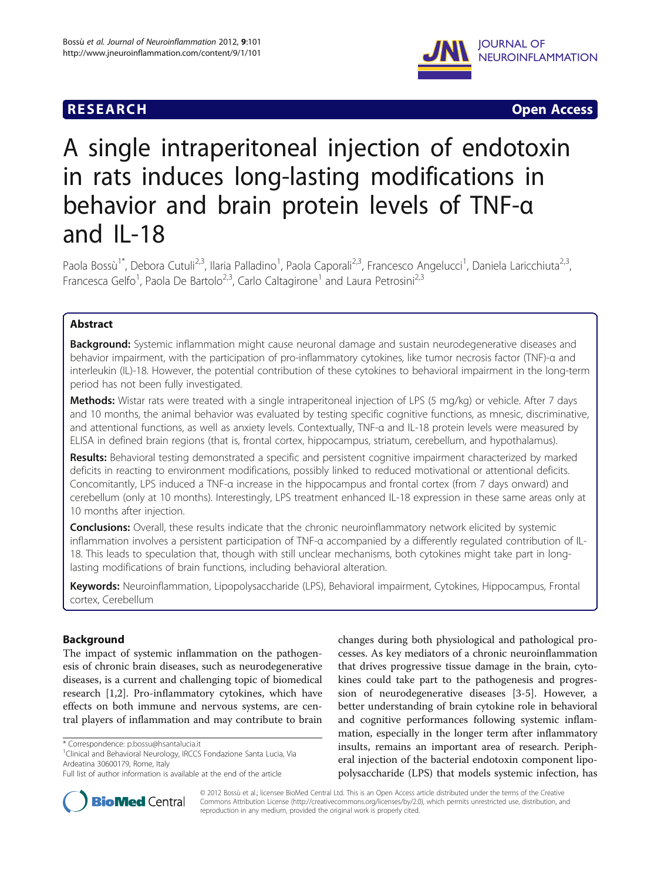RESEARCH **Open Access**

# A single intraperitoneal injection of endotoxin in rats induces long-lasting modifications in behavior and brain protein levels of TNF-α and IL-18

Paola Bossù[1*], Debora Cutuli[2,3], Ilaria Palladino[1], Paola Caporali[2,3], Francesco Angelucci[1], Daniela Laricchiuta[2,3], Francesca Gelfo[1], Paola De Bartolo[2,3], Carlo Caltagirone[1] and Laura Petrosini[2,3]

## Abstract

**Background:** Systemic inflammation might cause neuronal damage and sustain neurodegenerative diseases and behavior impairment, with the participation of pro-inflammatory cytokines, like tumor necrosis factor (TNF)-α and interleukin (IL)-18. However, the potential contribution of these cytokines to behavioral impairment in the long-term period has not been fully investigated.

**Methods:** Wistar rats were treated with a single intraperitoneal injection of LPS (5 mg/kg) or vehicle. After 7 days and 10 months, the animal behavior was evaluated by testing specific cognitive functions, as mnesic, discriminative, and attentional functions, as well as anxiety levels. Contextually, TNF-α and IL-18 protein levels were measured by ELISA in defined brain regions (that is, frontal cortex, hippocampus, striatum, cerebellum, and hypothalamus).

**Results:** Behavioral testing demonstrated a specific and persistent cognitive impairment characterized by marked deficits in reacting to environment modifications, possibly linked to reduced motivational or attentional deficits. Concomitantly, LPS induced a TNF-α increase in the hippocampus and frontal cortex (from 7 days onward) and cerebellum (only at 10 months). Interestingly, LPS treatment enhanced IL-18 expression in these same areas only at 10 months after injection.

**Conclusions:** Overall, these results indicate that the chronic neuroinflammatory network elicited by systemic inflammation involves a persistent participation of TNF-α accompanied by a differently regulated contribution of IL-18. This leads to speculation that, though with still unclear mechanisms, both cytokines might take part in long-lasting modifications of brain functions, including behavioral alteration.

**Keywords:** Neuroinflammation, Lipopolysaccharide (LPS), Behavioral impairment, Cytokines, Hippocampus, Frontal cortex, Cerebellum

## Background

The impact of systemic inflammation on the pathogenesis of chronic brain diseases, such as neurodegenerative diseases, is a current and challenging topic of biomedical research [1,2]. Pro-inflammatory cytokines, which have effects on both immune and nervous systems, are central players of inflammation and may contribute to brain changes during both physiological and pathological processes. As key mediators of a chronic neuroinflammation that drives progressive tissue damage in the brain, cytokines could take part to the pathogenesis and progression of neurodegenerative diseases [3-5]. However, a better understanding of brain cytokine role in behavioral and cognitive performances following systemic inflammation, especially in the longer term after inflammatory insults, remains an important area of research. Peripheral injection of the bacterial endotoxin component lipopolysaccharide (LPS) that models systemic infection, has

\* Correspondence: p.bossu@hsantalucia.it
[1]Clinical and Behavioral Neurology, IRCCS Fondazione Santa Lucia, Via Ardeatina 30600179, Rome, Italy
Full list of author information is available at the end of the article

© 2012 Bossù et al.; licensee BioMed Central Ltd. This is an Open Access article distributed under the terms of the Creative Commons Attribution License (http://creativecommons.org/licenses/by/2.0), which permits unrestricted use, distribution, and reproduction in any medium, provided the original work is properly cited.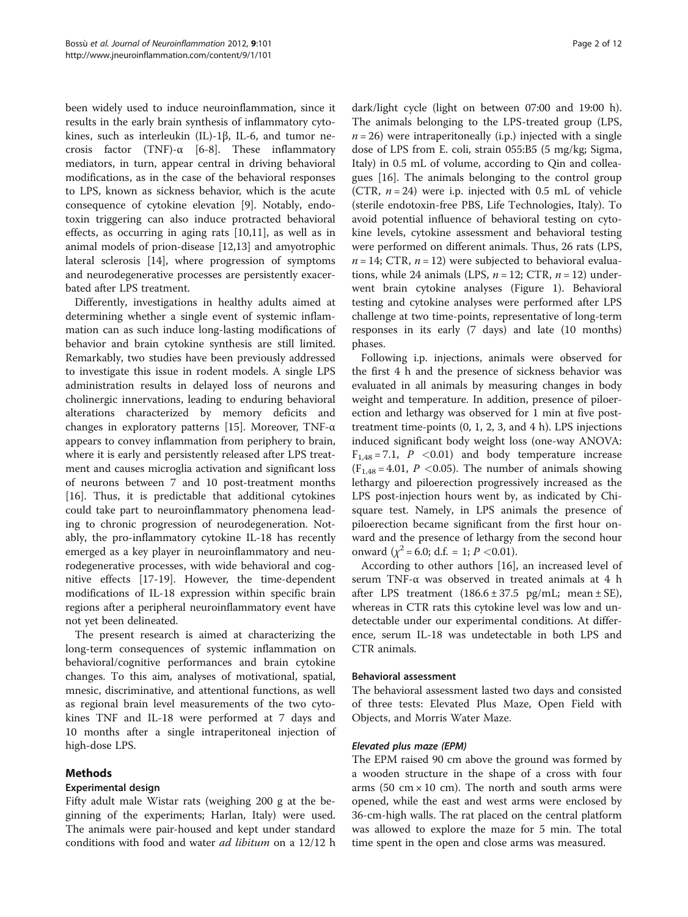been widely used to induce neuroinflammation, since it results in the early brain synthesis of inflammatory cytokines, such as interleukin (IL)-1β, IL-6, and tumor necrosis factor (TNF)-α [6-8]. These inflammatory mediators, in turn, appear central in driving behavioral modifications, as in the case of the behavioral responses to LPS, known as sickness behavior, which is the acute consequence of cytokine elevation [9]. Notably, endotoxin triggering can also induce protracted behavioral effects, as occurring in aging rats [10,11], as well as in animal models of prion-disease [12,13] and amyotrophic lateral sclerosis [14], where progression of symptoms and neurodegenerative processes are persistently exacerbated after LPS treatment.

Differently, investigations in healthy adults aimed at determining whether a single event of systemic inflammation can as such induce long-lasting modifications of behavior and brain cytokine synthesis are still limited. Remarkably, two studies have been previously addressed to investigate this issue in rodent models. A single LPS administration results in delayed loss of neurons and cholinergic innervations, leading to enduring behavioral alterations characterized by memory deficits and changes in exploratory patterns [15]. Moreover, TNF-α appears to convey inflammation from periphery to brain, where it is early and persistently released after LPS treatment and causes microglia activation and significant loss of neurons between 7 and 10 post-treatment months [16]. Thus, it is predictable that additional cytokines could take part to neuroinflammatory phenomena leading to chronic progression of neurodegeneration. Notably, the pro-inflammatory cytokine IL-18 has recently emerged as a key player in neuroinflammatory and neurodegenerative processes, with wide behavioral and cognitive effects [17-19]. However, the time-dependent modifications of IL-18 expression within specific brain regions after a peripheral neuroinflammatory event have not yet been delineated.

The present research is aimed at characterizing the long-term consequences of systemic inflammation on behavioral/cognitive performances and brain cytokine changes. To this aim, analyses of motivational, spatial, mnesic, discriminative, and attentional functions, as well as regional brain level measurements of the two cytokines TNF and IL-18 were performed at 7 days and 10 months after a single intraperitoneal injection of high-dose LPS.

## Methods

### Experimental design

Fifty adult male Wistar rats (weighing 200 g at the beginning of the experiments; Harlan, Italy) were used. The animals were pair-housed and kept under standard conditions with food and water *ad libitum* on a 12/12 h dark/light cycle (light on between 07:00 and 19:00 h). The animals belonging to the LPS-treated group (LPS, $n = 26$) were intraperitoneally (i.p.) injected with a single dose of LPS from E. coli, strain 055:B5 (5 mg/kg; Sigma, Italy) in 0.5 mL of volume, according to Qin and colleagues [16]. The animals belonging to the control group (CTR, $n = 24$) were i.p. injected with 0.5 mL of vehicle (sterile endotoxin-free PBS, Life Technologies, Italy). To avoid potential influence of behavioral testing on cytokine levels, cytokine assessment and behavioral testing were performed on different animals. Thus, 26 rats (LPS, $n = 14$; CTR, $n = 12$) were subjected to behavioral evaluations, while 24 animals (LPS, $n = 12$; CTR, $n = 12$) underwent brain cytokine analyses (Figure 1). Behavioral testing and cytokine analyses were performed after LPS challenge at two time-points, representative of long-term responses in its early (7 days) and late (10 months) phases.

Following i.p. injections, animals were observed for the first 4 h and the presence of sickness behavior was evaluated in all animals by measuring changes in body weight and temperature. In addition, presence of piloerection and lethargy was observed for 1 min at five post-treatment time-points (0, 1, 2, 3, and 4 h). LPS injections induced significant body weight loss (one-way ANOVA: $F_{1,48} = 7.1$, $P < 0.01$) and body temperature increase ($F_{1,48} = 4.01$, $P < 0.05$). The number of animals showing lethargy and piloerection progressively increased as the LPS post-injection hours went by, as indicated by Chi-square test. Namely, in LPS animals the presence of piloerection became significant from the first hour onward and the presence of lethargy from the second hour onward ($\chi^2 = 6.0$; d.f. = 1; $P < 0.01$).

According to other authors [16], an increased level of serum TNF-α was observed in treated animals at 4 h after LPS treatment ($186.6 \pm 37.5$ pg/mL; mean ± SE), whereas in CTR rats this cytokine level was low and undetectable under our experimental conditions. At difference, serum IL-18 was undetectable in both LPS and CTR animals.

### Behavioral assessment

The behavioral assessment lasted two days and consisted of three tests: Elevated Plus Maze, Open Field with Objects, and Morris Water Maze.

#### *Elevated plus maze (EPM)*

The EPM raised 90 cm above the ground was formed by a wooden structure in the shape of a cross with four arms (50 cm × 10 cm). The north and south arms were opened, while the east and west arms were enclosed by 36-cm-high walls. The rat placed on the central platform was allowed to explore the maze for 5 min. The total time spent in the open and close arms was measured.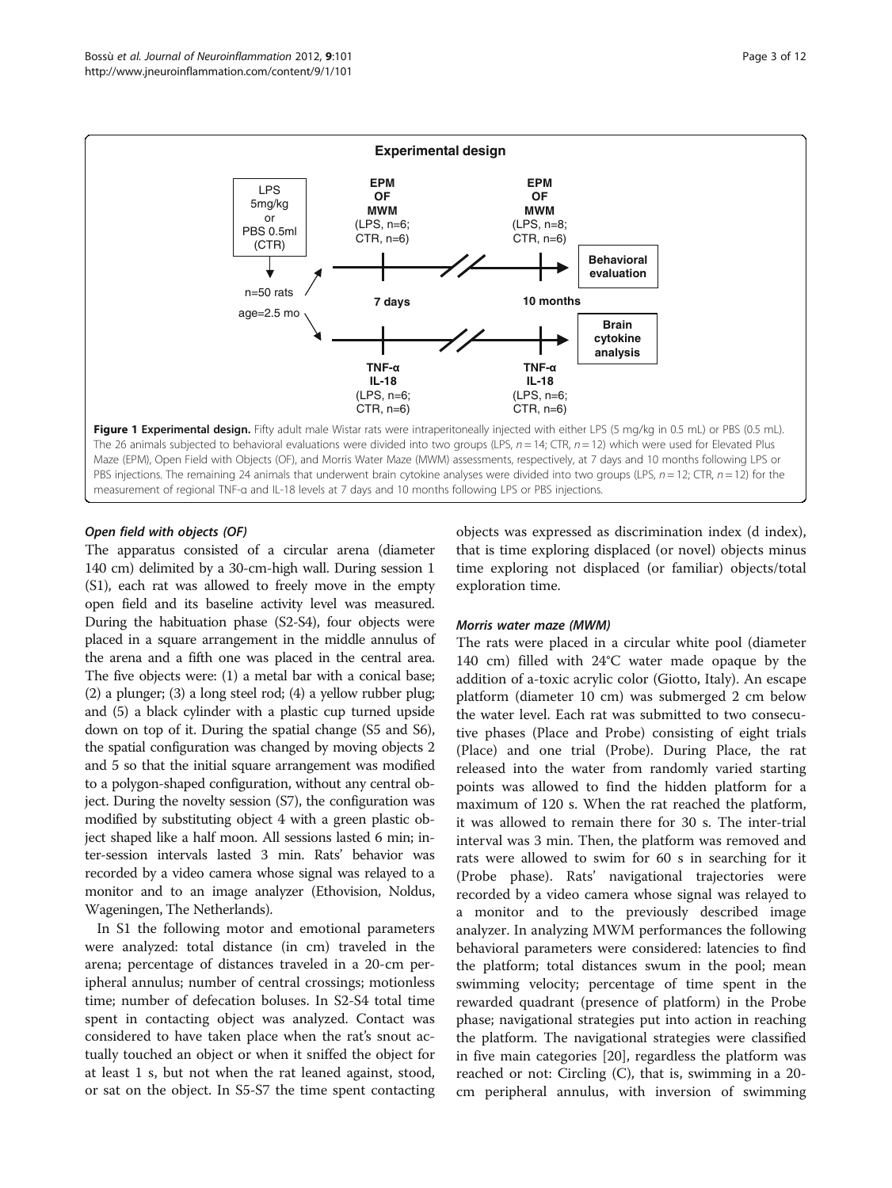**Experimental design**

LPS 5mg/kg or PBS 0.5ml (CTR)

n=50 rats

age=2.5 mo

EPM OF MWM (LPS, n=6; CTR, n=6) — 7 days

EPM OF MWM (LPS, n=8; CTR, n=6) — 10 months

Behavioral evaluation

TNF-α IL-18 (LPS, n=6; CTR, n=6) — 7 days

TNF-α IL-18 (LPS, n=6; CTR, n=6) — 10 months

Brain cytokine analysis

**Figure 1 Experimental design.** Fifty adult male Wistar rats were intraperitoneally injected with either LPS (5 mg/kg in 0.5 mL) or PBS (0.5 mL). The 26 animals subjected to behavioral evaluations were divided into two groups (LPS, $n = 14$; CTR, $n = 12$) which were used for Elevated Plus Maze (EPM), Open Field with Objects (OF), and Morris Water Maze (MWM) assessments, respectively, at 7 days and 10 months following LPS or PBS injections. The remaining 24 animals that underwent brain cytokine analyses were divided into two groups (LPS, $n = 12$; CTR, $n = 12$) for the measurement of regional TNF-α and IL-18 levels at 7 days and 10 months following LPS or PBS injections.

### *Open field with objects (OF)*

The apparatus consisted of a circular arena (diameter 140 cm) delimited by a 30-cm-high wall. During session 1 (S1), each rat was allowed to freely move in the empty open field and its baseline activity level was measured. During the habituation phase (S2-S4), four objects were placed in a square arrangement in the middle annulus of the arena and a fifth one was placed in the central area. The five objects were: (1) a metal bar with a conical base; (2) a plunger; (3) a long steel rod; (4) a yellow rubber plug; and (5) a black cylinder with a plastic cup turned upside down on top of it. During the spatial change (S5 and S6), the spatial configuration was changed by moving objects 2 and 5 so that the initial square arrangement was modified to a polygon-shaped configuration, without any central object. During the novelty session (S7), the configuration was modified by substituting object 4 with a green plastic object shaped like a half moon. All sessions lasted 6 min; inter-session intervals lasted 3 min. Rats' behavior was recorded by a video camera whose signal was relayed to a monitor and to an image analyzer (Ethovision, Noldus, Wageningen, The Netherlands).

In S1 the following motor and emotional parameters were analyzed: total distance (in cm) traveled in the arena; percentage of distances traveled in a 20-cm peripheral annulus; number of central crossings; motionless time; number of defecation boluses. In S2-S4 total time spent in contacting object was analyzed. Contact was considered to have taken place when the rat's snout actually touched an object or when it sniffed the object for at least 1 s, but not when the rat leaned against, stood, or sat on the object. In S5-S7 the time spent contacting objects was expressed as discrimination index (d index), that is time exploring displaced (or novel) objects minus time exploring not displaced (or familiar) objects/total exploration time.

### *Morris water maze (MWM)*

The rats were placed in a circular white pool (diameter 140 cm) filled with 24°C water made opaque by the addition of a-toxic acrylic color (Giotto, Italy). An escape platform (diameter 10 cm) was submerged 2 cm below the water level. Each rat was submitted to two consecutive phases (Place and Probe) consisting of eight trials (Place) and one trial (Probe). During Place, the rat released into the water from randomly varied starting points was allowed to find the hidden platform for a maximum of 120 s. When the rat reached the platform, it was allowed to remain there for 30 s. The inter-trial interval was 3 min. Then, the platform was removed and rats were allowed to swim for 60 s in searching for it (Probe phase). Rats' navigational trajectories were recorded by a video camera whose signal was relayed to a monitor and to the previously described image analyzer. In analyzing MWM performances the following behavioral parameters were considered: latencies to find the platform; total distances swum in the pool; mean swimming velocity; percentage of time spent in the rewarded quadrant (presence of platform) in the Probe phase; navigational strategies put into action in reaching the platform. The navigational strategies were classified in five main categories [20], regardless the platform was reached or not: Circling (C), that is, swimming in a 20-cm peripheral annulus, with inversion of swimming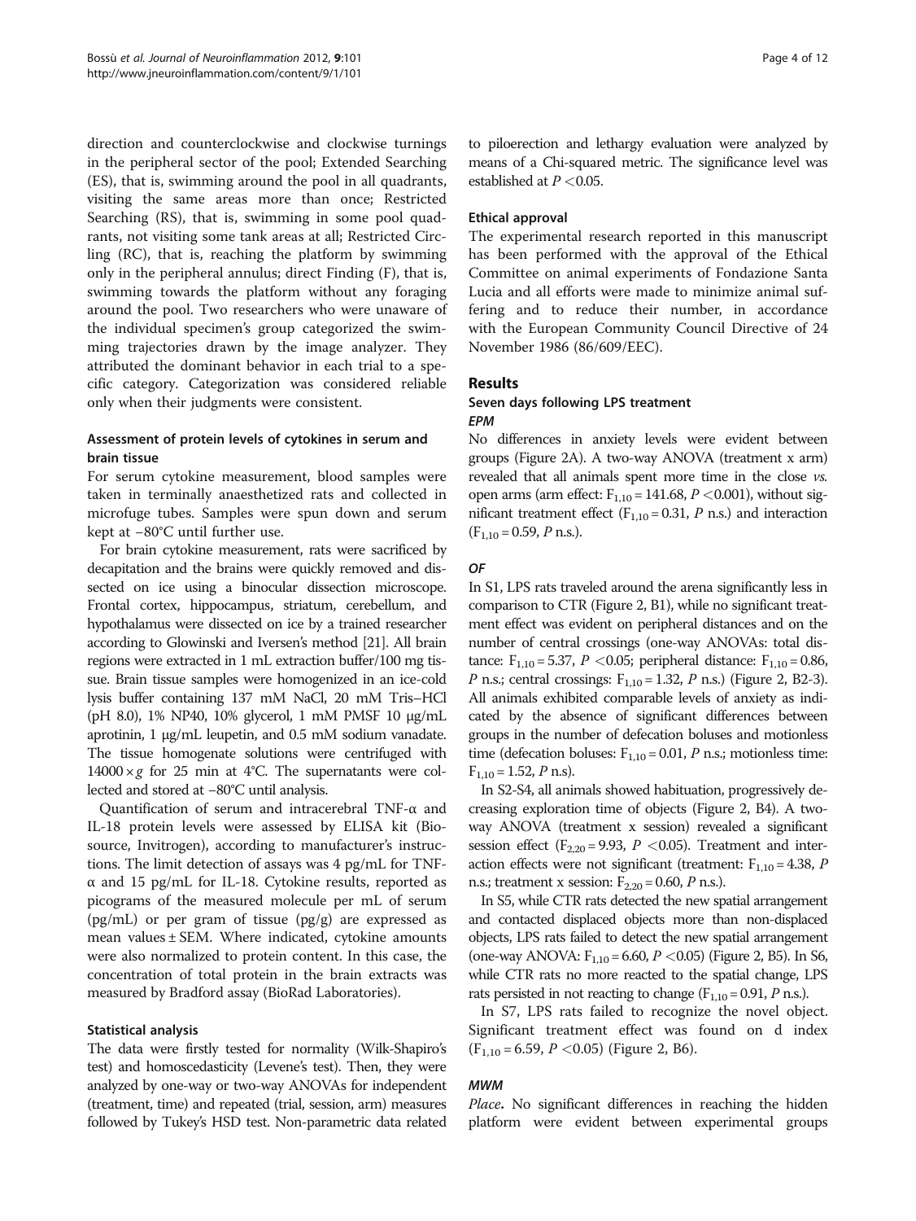direction and counterclockwise and clockwise turnings in the peripheral sector of the pool; Extended Searching (ES), that is, swimming around the pool in all quadrants, visiting the same areas more than once; Restricted Searching (RS), that is, swimming in some pool quadrants, not visiting some tank areas at all; Restricted Circling (RC), that is, reaching the platform by swimming only in the peripheral annulus; direct Finding (F), that is, swimming towards the platform without any foraging around the pool. Two researchers who were unaware of the individual specimen's group categorized the swimming trajectories drawn by the image analyzer. They attributed the dominant behavior in each trial to a specific category. Categorization was considered reliable only when their judgments were consistent.

### Assessment of protein levels of cytokines in serum and brain tissue

For serum cytokine measurement, blood samples were taken in terminally anaesthetized rats and collected in microfuge tubes. Samples were spun down and serum kept at −80°C until further use.

For brain cytokine measurement, rats were sacrificed by decapitation and the brains were quickly removed and dissected on ice using a binocular dissection microscope. Frontal cortex, hippocampus, striatum, cerebellum, and hypothalamus were dissected on ice by a trained researcher according to Glowinski and Iversen's method [21]. All brain regions were extracted in 1 mL extraction buffer/100 mg tissue. Brain tissue samples were homogenized in an ice-cold lysis buffer containing 137 mM NaCl, 20 mM Tris–HCl (pH 8.0), 1% NP40, 10% glycerol, 1 mM PMSF 10 μg/mL aprotinin, 1 μg/mL leupetin, and 0.5 mM sodium vanadate. The tissue homogenate solutions were centrifuged with $14000 \times g$ for 25 min at 4°C. The supernatants were collected and stored at −80°C until analysis.

Quantification of serum and intracerebral TNF-α and IL-18 protein levels were assessed by ELISA kit (Biosource, Invitrogen), according to manufacturer's instructions. The limit detection of assays was 4 pg/mL for TNF-α and 15 pg/mL for IL-18. Cytokine results, reported as picograms of the measured molecule per mL of serum (pg/mL) or per gram of tissue (pg/g) are expressed as mean values ± SEM. Where indicated, cytokine amounts were also normalized to protein content. In this case, the concentration of total protein in the brain extracts was measured by Bradford assay (BioRad Laboratories).

### Statistical analysis

The data were firstly tested for normality (Wilk-Shapiro's test) and homoscedasticity (Levene's test). Then, they were analyzed by one-way or two-way ANOVAs for independent (treatment, time) and repeated (trial, session, arm) measures followed by Tukey's HSD test. Non-parametric data related to piloerection and lethargy evaluation were analyzed by means of a Chi-squared metric. The significance level was established at $P < 0.05$.

### Ethical approval

The experimental research reported in this manuscript has been performed with the approval of the Ethical Committee on animal experiments of Fondazione Santa Lucia and all efforts were made to minimize animal suffering and to reduce their number, in accordance with the European Community Council Directive of 24 November 1986 (86/609/EEC).

## Results

### Seven days following LPS treatment

#### *EPM*

No differences in anxiety levels were evident between groups (Figure 2A). A two-way ANOVA (treatment x arm) revealed that all animals spent more time in the close *vs.* open arms (arm effect: $F_{1,10} = 141.68$, $P < 0.001$), without significant treatment effect ($F_{1,10} = 0.31$, $P$ n.s.) and interaction ($F_{1,10} = 0.59$, $P$ n.s.).

#### *OF*

In S1, LPS rats traveled around the arena significantly less in comparison to CTR (Figure 2, B1), while no significant treatment effect was evident on peripheral distances and on the number of central crossings (one-way ANOVAs: total distance: $F_{1,10} = 5.37$, $P < 0.05$; peripheral distance: $F_{1,10} = 0.86$, $P$ n.s.; central crossings: $F_{1,10} = 1.32$, $P$ n.s.) (Figure 2, B2-3). All animals exhibited comparable levels of anxiety as indicated by the absence of significant differences between groups in the number of defecation boluses and motionless time (defecation boluses: $F_{1,10} = 0.01$, $P$ n.s.; motionless time: $F_{1,10} = 1.52$, $P$ n.s).

In S2-S4, all animals showed habituation, progressively decreasing exploration time of objects (Figure 2, B4). A two-way ANOVA (treatment x session) revealed a significant session effect ($F_{2,20} = 9.93$, $P < 0.05$). Treatment and interaction effects were not significant (treatment: $F_{1,10} = 4.38$, $P$ n.s.; treatment x session: $F_{2,20} = 0.60$, $P$ n.s.).

In S5, while CTR rats detected the new spatial arrangement and contacted displaced objects more than non-displaced objects, LPS rats failed to detect the new spatial arrangement (one-way ANOVA: $F_{1,10} = 6.60$, $P < 0.05$) (Figure 2, B5). In S6, while CTR rats no more reacted to the spatial change, LPS rats persisted in not reacting to change ($F_{1,10} = 0.91$, $P$ n.s.).

In S7, LPS rats failed to recognize the novel object. Significant treatment effect was found on d index ($F_{1,10} = 6.59$, $P < 0.05$) (Figure 2, B6).

#### *MWM*

***Place***. No significant differences in reaching the hidden platform were evident between experimental groups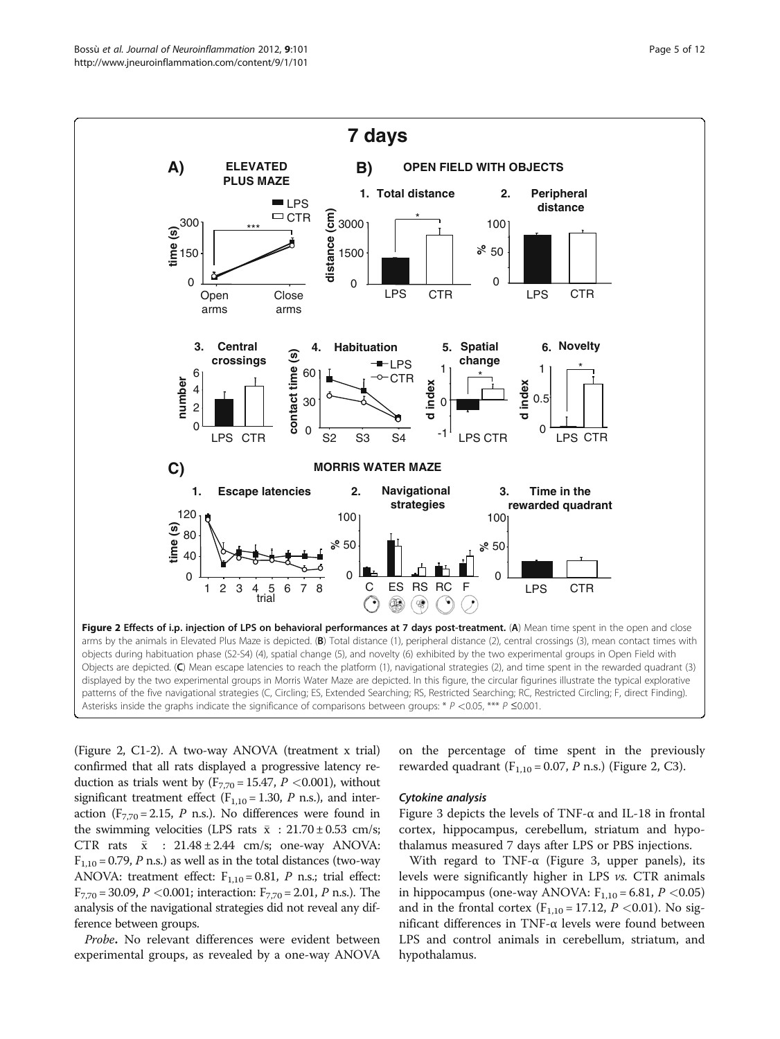**Figure 2 Effects of i.p. injection of LPS on behavioral performances at 7 days post-treatment.** (**A**) Mean time spent in the open and close arms by the animals in Elevated Plus Maze is depicted. (**B**) Total distance (1), peripheral distance (2), central crossings (3), mean contact times with objects during habituation phase (S2-S4) (4), spatial change (5), and novelty (6) exhibited by the two experimental groups in Open Field with Objects are depicted. (**C**) Mean escape latencies to reach the platform (1), navigational strategies (2), and time spent in the rewarded quadrant (3) displayed by the two experimental groups in Morris Water Maze are depicted. In this figure, the circular figurines illustrate the typical explorative patterns of the five navigational strategies (C, Circling; ES, Extended Searching; RS, Restricted Searching; RC, Restricted Circling; F, direct Finding). Asterisks inside the graphs indicate the significance of comparisons between groups: * $P < 0.05$, *** $P \leq 0.001$.

(Figure 2, C1-2). A two-way ANOVA (treatment x trial) confirmed that all rats displayed a progressive latency reduction as trials went by ($F_{7,70} = 15.47$, $P < 0.001$), without significant treatment effect ($F_{1,10} = 1.30$, $P$ n.s.), and interaction ($F_{7,70} = 2.15$, $P$ n.s.). No differences were found in the swimming velocities (LPS rats $\bar{x}$ : $21.70 \pm 0.53$ cm/s; CTR rats $\bar{x}$ : $21.48 \pm 2.44$ cm/s; one-way ANOVA: $F_{1,10} = 0.79$, $P$ n.s.) as well as in the total distances (two-way ANOVA: treatment effect: $F_{1,10} = 0.81$, $P$ n.s.; trial effect: $F_{7,70} = 30.09$, $P < 0.001$; interaction: $F_{7,70} = 2.01$, $P$ n.s.). The analysis of the navigational strategies did not reveal any difference between groups.

*Probe***.** No relevant differences were evident between experimental groups, as revealed by a one-way ANOVA on the percentage of time spent in the previously rewarded quadrant ($F_{1,10} = 0.07$, $P$ n.s.) (Figure 2, C3).

### *Cytokine analysis*

Figure 3 depicts the levels of TNF-α and IL-18 in frontal cortex, hippocampus, cerebellum, striatum and hypothalamus measured 7 days after LPS or PBS injections.

With regard to TNF-α (Figure 3, upper panels), its levels were significantly higher in LPS *vs.* CTR animals in hippocampus (one-way ANOVA: $F_{1,10} = 6.81$, $P < 0.05$) and in the frontal cortex ($F_{1,10} = 17.12$, $P < 0.01$). No significant differences in TNF-α levels were found between LPS and control animals in cerebellum, striatum, and hypothalamus.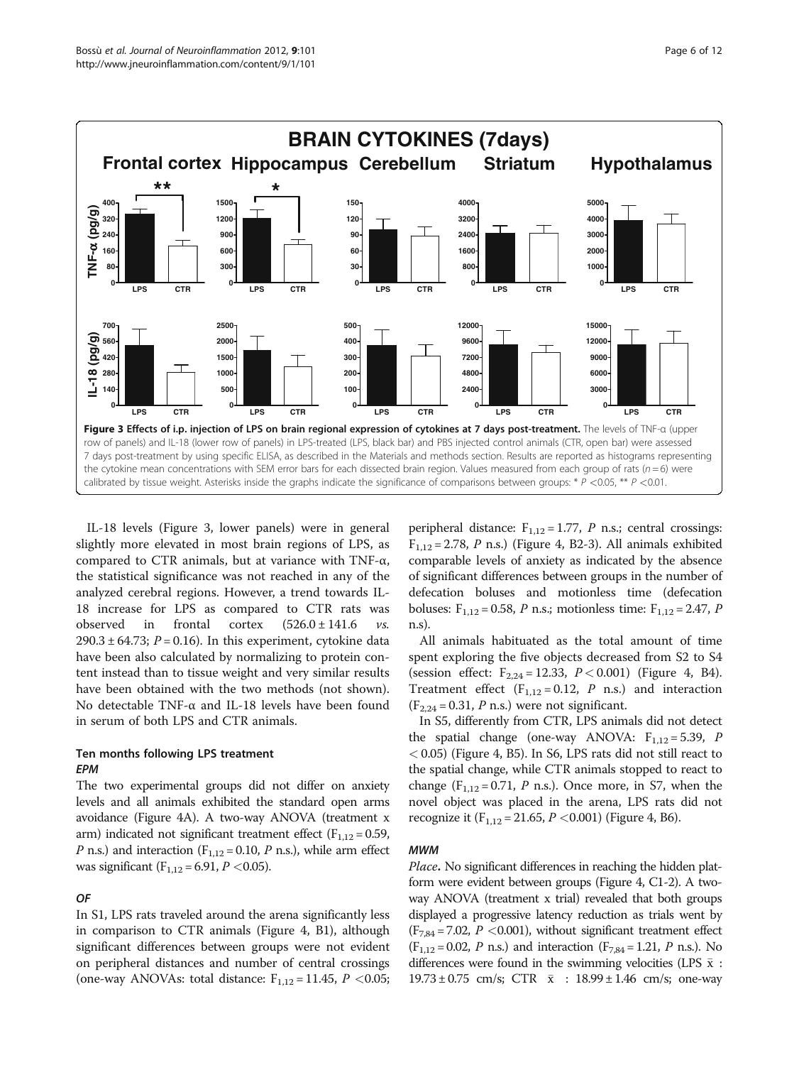**Figure 3 Effects of i.p. injection of LPS on brain regional expression of cytokines at 7 days post-treatment.** The levels of TNF-α (upper row of panels) and IL-18 (lower row of panels) in LPS-treated (LPS, black bar) and PBS injected control animals (CTR, open bar) were assessed 7 days post-treatment by using specific ELISA, as described in the Materials and methods section. Results are reported as histograms representing the cytokine mean concentrations with SEM error bars for each dissected brain region. Values measured from each group of rats ($n = 6$) were calibrated by tissue weight. Asterisks inside the graphs indicate the significance of comparisons between groups: * $P < 0.05$, ** $P < 0.01$.

IL-18 levels (Figure 3, lower panels) were in general slightly more elevated in most brain regions of LPS, as compared to CTR animals, but at variance with TNF-α, the statistical significance was not reached in any of the analyzed cerebral regions. However, a trend towards IL-18 increase for LPS as compared to CTR rats was observed in frontal cortex ($526.0 \pm 141.6$ *vs.* $290.3 \pm 64.73$; $P = 0.16$). In this experiment, cytokine data have been also calculated by normalizing to protein content instead than to tissue weight and very similar results have been obtained with the two methods (not shown). No detectable TNF-α and IL-18 levels have been found in serum of both LPS and CTR animals.

### Ten months following LPS treatment

#### *EPM*

The two experimental groups did not differ on anxiety levels and all animals exhibited the standard open arms avoidance (Figure 4A). A two-way ANOVA (treatment x arm) indicated not significant treatment effect ($F_{1,12} = 0.59$, *P* n.s.) and interaction ($F_{1,12} = 0.10$, *P* n.s.), while arm effect was significant ($F_{1,12} = 6.91$, $P < 0.05$).

#### *OF*

In S1, LPS rats traveled around the arena significantly less in comparison to CTR animals (Figure 4, B1), although significant differences between groups were not evident on peripheral distances and number of central crossings (one-way ANOVAs: total distance: $F_{1,12} = 11.45$, $P < 0.05$; peripheral distance: $F_{1,12} = 1.77$, *P* n.s.; central crossings: $F_{1,12} = 2.78$, *P* n.s.) (Figure 4, B2-3). All animals exhibited comparable levels of anxiety as indicated by the absence of significant differences between groups in the number of defecation boluses and motionless time (defecation boluses: $F_{1,12} = 0.58$, *P* n.s.; motionless time: $F_{1,12} = 2.47$, *P* n.s).

All animals habituated as the total amount of time spent exploring the five objects decreased from S2 to S4 (session effect: $F_{2,24} = 12.33$, $P < 0.001$) (Figure 4, B4). Treatment effect ($F_{1,12} = 0.12$, *P* n.s.) and interaction ($F_{2,24} = 0.31$, *P* n.s.) were not significant.

In S5, differently from CTR, LPS animals did not detect the spatial change (one-way ANOVA: $F_{1,12} = 5.39$, $P < 0.05$) (Figure 4, B5). In S6, LPS rats did not still react to the spatial change, while CTR animals stopped to react to change ($F_{1,12} = 0.71$, *P* n.s.). Once more, in S7, when the novel object was placed in the arena, LPS rats did not recognize it ($F_{1,12} = 21.65$, $P < 0.001$) (Figure 4, B6).

#### *MWM*

*Place***.** No significant differences in reaching the hidden platform were evident between groups (Figure 4, C1-2). A two-way ANOVA (treatment x trial) revealed that both groups displayed a progressive latency reduction as trials went by ($F_{7,84} = 7.02$, $P < 0.001$), without significant treatment effect ($F_{1,12} = 0.02$, *P* n.s.) and interaction ($F_{7,84} = 1.21$, *P* n.s.). No differences were found in the swimming velocities (LPS $\bar{x}$ : $19.73 \pm 0.75$ cm/s; CTR $\bar{x}$ : $18.99 \pm 1.46$ cm/s; one-way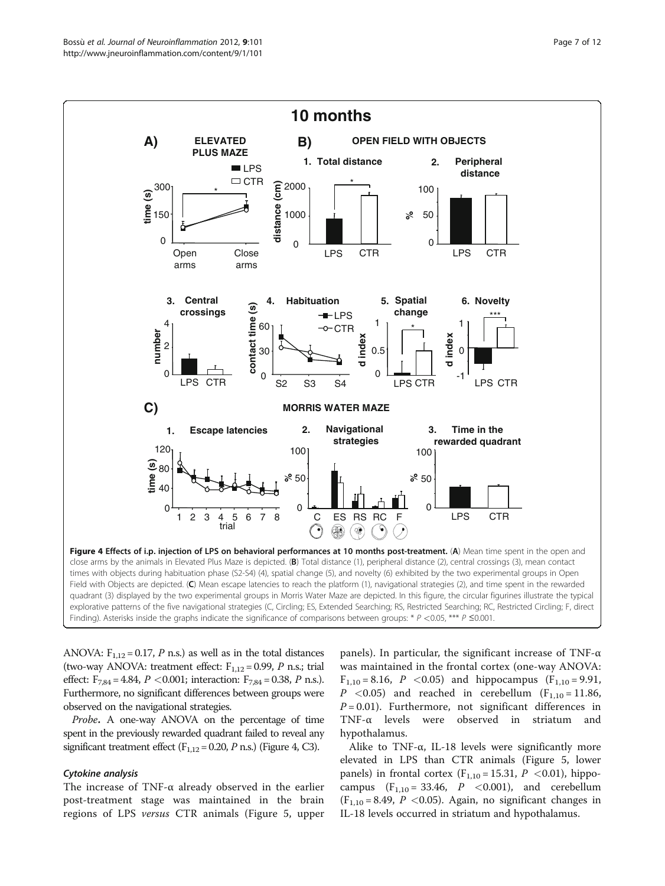**Figure 4 Effects of i.p. injection of LPS on behavioral performances at 10 months post-treatment.** (**A**) Mean time spent in the open and close arms by the animals in Elevated Plus Maze is depicted. (**B**) Total distance (1), peripheral distance (2), central crossings (3), mean contact times with objects during habituation phase (S2-S4) (4), spatial change (5), and novelty (6) exhibited by the two experimental groups in Open Field with Objects are depicted. (**C**) Mean escape latencies to reach the platform (1), navigational strategies (2), and time spent in the rewarded quadrant (3) displayed by the two experimental groups in Morris Water Maze are depicted. In this figure, the circular figurines illustrate the typical explorative patterns of the five navigational strategies (C, Circling; ES, Extended Searching; RS, Restricted Searching; RC, Restricted Circling; F, direct Finding). Asterisks inside the graphs indicate the significance of comparisons between groups: * $P < 0.05$, *** $P \leq 0.001$.

ANOVA: $F_{1,12} = 0.17$, $P$ n.s.) as well as in the total distances (two-way ANOVA: treatment effect: $F_{1,12} = 0.99$, $P$ n.s.; trial effect: $F_{7,84} = 4.84$, $P < 0.001$; interaction: $F_{7,84} = 0.38$, $P$ n.s.). Furthermore, no significant differences between groups were observed on the navigational strategies.

*Probe***.** A one-way ANOVA on the percentage of time spent in the previously rewarded quadrant failed to reveal any significant treatment effect ($F_{1,12} = 0.20$, $P$ n.s.) (Figure 4, C3).

#### *Cytokine analysis*

The increase of TNF-α already observed in the earlier post-treatment stage was maintained in the brain regions of LPS *versus* CTR animals (Figure 5, upper panels). In particular, the significant increase of TNF-α was maintained in the frontal cortex (one-way ANOVA: $F_{1,10} = 8.16$, $P < 0.05$) and hippocampus ($F_{1,10} = 9.91$, $P < 0.05$) and reached in cerebellum ($F_{1,10} = 11.86$, $P = 0.01$). Furthermore, not significant differences in TNF-α levels were observed in striatum and hypothalamus.

Alike to TNF-α, IL-18 levels were significantly more elevated in LPS than CTR animals (Figure 5, lower panels) in frontal cortex ($F_{1,10} = 15.31$, $P < 0.01$), hippocampus ($F_{1,10} = 33.46$, $P < 0.001$), and cerebellum ($F_{1,10} = 8.49$, $P < 0.05$). Again, no significant changes in IL-18 levels occurred in striatum and hypothalamus.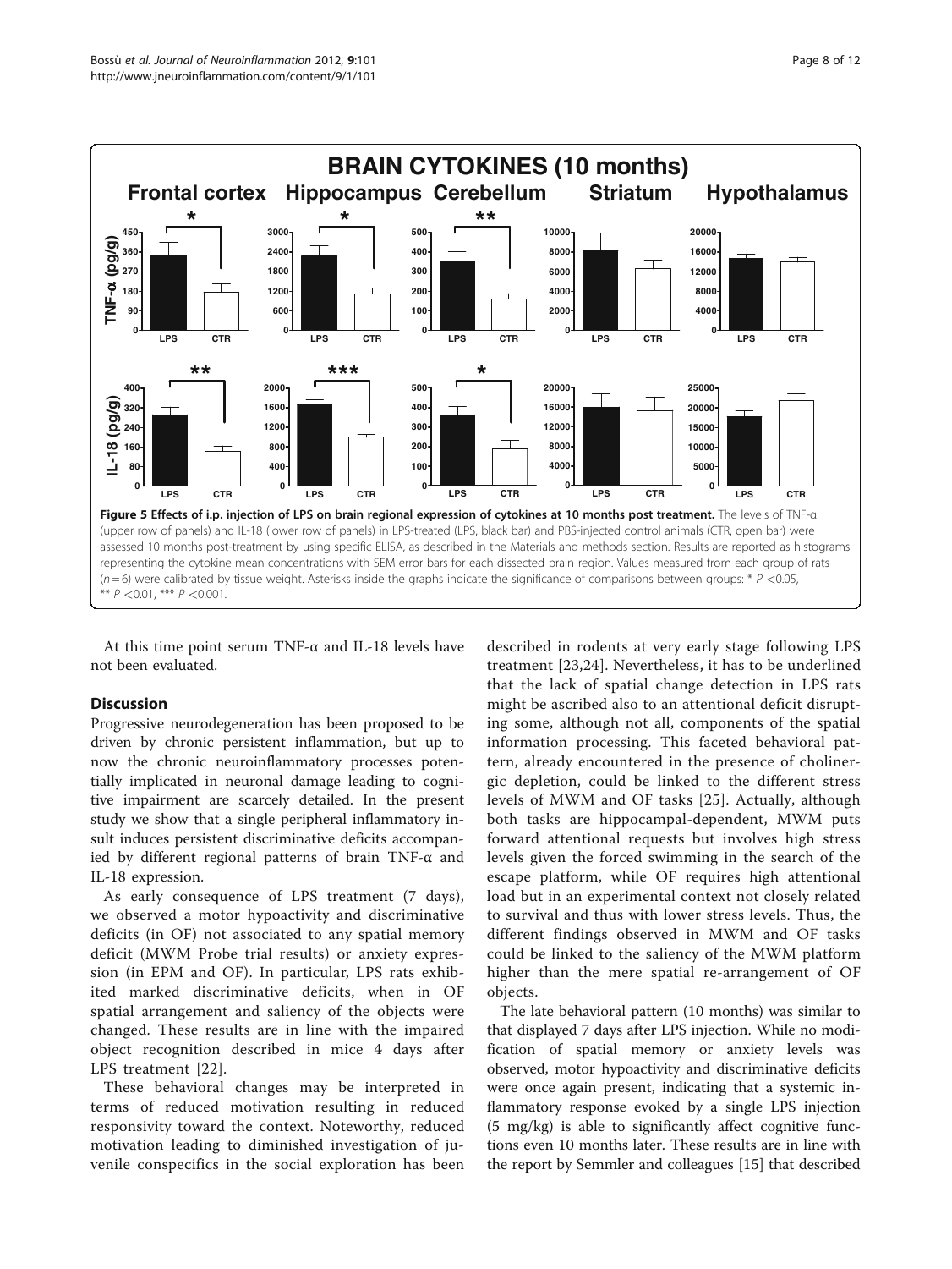**Figure 5 Effects of i.p. injection of LPS on brain regional expression of cytokines at 10 months post treatment.** The levels of TNF-α (upper row of panels) and IL-18 (lower row of panels) in LPS-treated (LPS, black bar) and PBS-injected control animals (CTR, open bar) were assessed 10 months post-treatment by using specific ELISA, as described in the Materials and methods section. Results are reported as histograms representing the cytokine mean concentrations with SEM error bars for each dissected brain region. Values measured from each group of rats ($n = 6$) were calibrated by tissue weight. Asterisks inside the graphs indicate the significance of comparisons between groups: * $P < 0.05$, ** $P < 0.01$, *** $P < 0.001$.

At this time point serum TNF-α and IL-18 levels have not been evaluated.

## Discussion

Progressive neurodegeneration has been proposed to be driven by chronic persistent inflammation, but up to now the chronic neuroinflammatory processes potentially implicated in neuronal damage leading to cognitive impairment are scarcely detailed. In the present study we show that a single peripheral inflammatory insult induces persistent discriminative deficits accompanied by different regional patterns of brain TNF-α and IL-18 expression.

As early consequence of LPS treatment (7 days), we observed a motor hypoactivity and discriminative deficits (in OF) not associated to any spatial memory deficit (MWM Probe trial results) or anxiety expression (in EPM and OF). In particular, LPS rats exhibited marked discriminative deficits, when in OF spatial arrangement and saliency of the objects were changed. These results are in line with the impaired object recognition described in mice 4 days after LPS treatment [22].

These behavioral changes may be interpreted in terms of reduced motivation resulting in reduced responsivity toward the context. Noteworthy, reduced motivation leading to diminished investigation of juvenile conspecifics in the social exploration has been described in rodents at very early stage following LPS treatment [23,24]. Nevertheless, it has to be underlined that the lack of spatial change detection in LPS rats might be ascribed also to an attentional deficit disrupting some, although not all, components of the spatial information processing. This faceted behavioral pattern, already encountered in the presence of cholinergic depletion, could be linked to the different stress levels of MWM and OF tasks [25]. Actually, although both tasks are hippocampal-dependent, MWM puts forward attentional requests but involves high stress levels given the forced swimming in the search of the escape platform, while OF requires high attentional load but in an experimental context not closely related to survival and thus with lower stress levels. Thus, the different findings observed in MWM and OF tasks could be linked to the saliency of the MWM platform higher than the mere spatial re-arrangement of OF objects.

The late behavioral pattern (10 months) was similar to that displayed 7 days after LPS injection. While no modification of spatial memory or anxiety levels was observed, motor hypoactivity and discriminative deficits were once again present, indicating that a systemic inflammatory response evoked by a single LPS injection (5 mg/kg) is able to significantly affect cognitive functions even 10 months later. These results are in line with the report by Semmler and colleagues [15] that described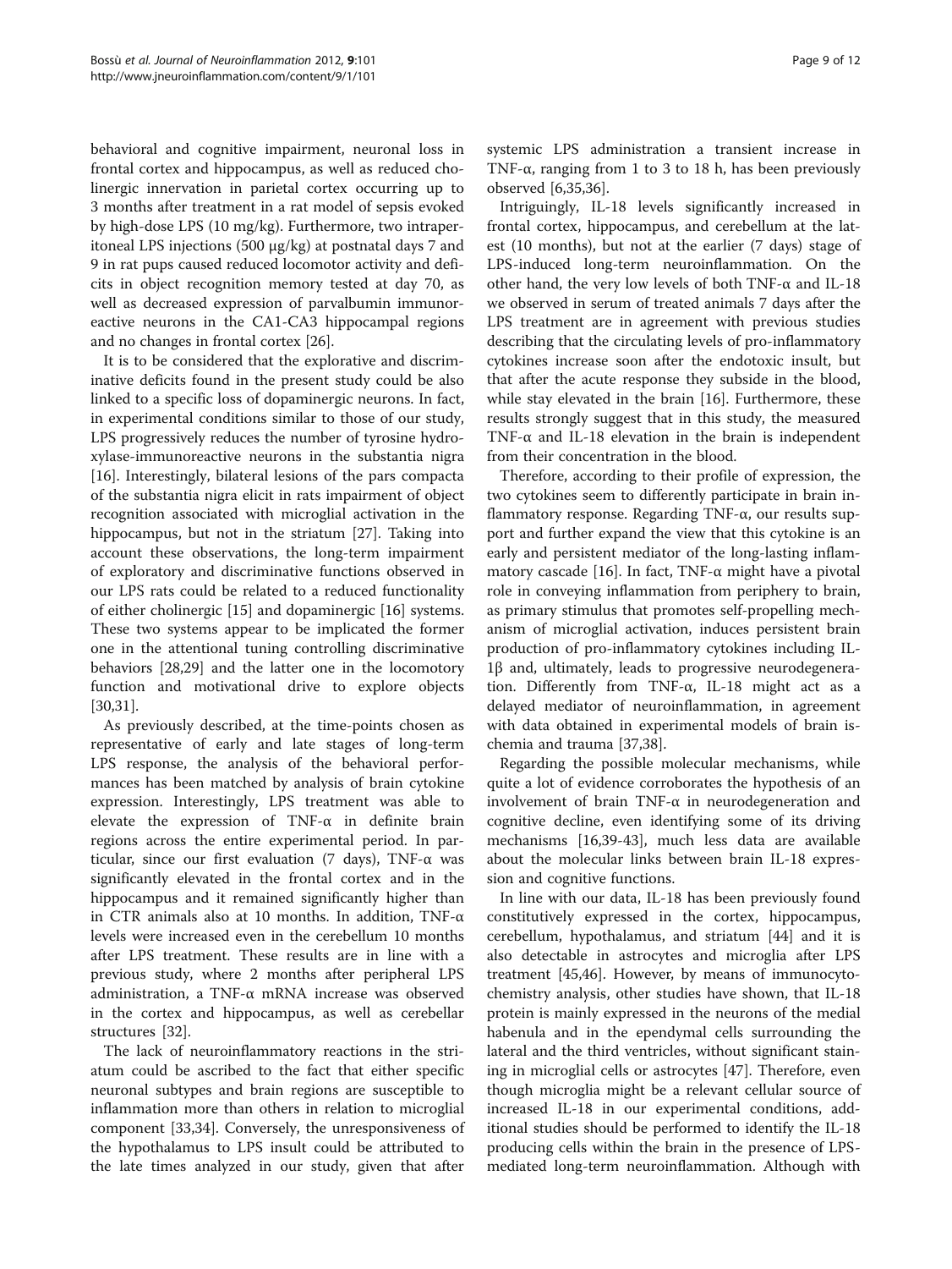behavioral and cognitive impairment, neuronal loss in frontal cortex and hippocampus, as well as reduced cholinergic innervation in parietal cortex occurring up to 3 months after treatment in a rat model of sepsis evoked by high-dose LPS (10 mg/kg). Furthermore, two intraperitoneal LPS injections (500 μg/kg) at postnatal days 7 and 9 in rat pups caused reduced locomotor activity and deficits in object recognition memory tested at day 70, as well as decreased expression of parvalbumin immunoreactive neurons in the CA1-CA3 hippocampal regions and no changes in frontal cortex [26].

It is to be considered that the explorative and discriminative deficits found in the present study could be also linked to a specific loss of dopaminergic neurons. In fact, in experimental conditions similar to those of our study, LPS progressively reduces the number of tyrosine hydroxylase-immunoreactive neurons in the substantia nigra [16]. Interestingly, bilateral lesions of the pars compacta of the substantia nigra elicit in rats impairment of object recognition associated with microglial activation in the hippocampus, but not in the striatum [27]. Taking into account these observations, the long-term impairment of exploratory and discriminative functions observed in our LPS rats could be related to a reduced functionality of either cholinergic [15] and dopaminergic [16] systems. These two systems appear to be implicated the former one in the attentional tuning controlling discriminative behaviors [28,29] and the latter one in the locomotory function and motivational drive to explore objects [30,31].

As previously described, at the time-points chosen as representative of early and late stages of long-term LPS response, the analysis of the behavioral performances has been matched by analysis of brain cytokine expression. Interestingly, LPS treatment was able to elevate the expression of TNF-α in definite brain regions across the entire experimental period. In particular, since our first evaluation (7 days), TNF-α was significantly elevated in the frontal cortex and in the hippocampus and it remained significantly higher than in CTR animals also at 10 months. In addition, TNF-α levels were increased even in the cerebellum 10 months after LPS treatment. These results are in line with a previous study, where 2 months after peripheral LPS administration, a TNF-α mRNA increase was observed in the cortex and hippocampus, as well as cerebellar structures [32].

The lack of neuroinflammatory reactions in the striatum could be ascribed to the fact that either specific neuronal subtypes and brain regions are susceptible to inflammation more than others in relation to microglial component [33,34]. Conversely, the unresponsiveness of the hypothalamus to LPS insult could be attributed to the late times analyzed in our study, given that after systemic LPS administration a transient increase in TNF-α, ranging from 1 to 3 to 18 h, has been previously observed [6,35,36].

Intriguingly, IL-18 levels significantly increased in frontal cortex, hippocampus, and cerebellum at the latest (10 months), but not at the earlier (7 days) stage of LPS-induced long-term neuroinflammation. On the other hand, the very low levels of both TNF-α and IL-18 we observed in serum of treated animals 7 days after the LPS treatment are in agreement with previous studies describing that the circulating levels of pro-inflammatory cytokines increase soon after the endotoxic insult, but that after the acute response they subside in the blood, while stay elevated in the brain [16]. Furthermore, these results strongly suggest that in this study, the measured TNF-α and IL-18 elevation in the brain is independent from their concentration in the blood.

Therefore, according to their profile of expression, the two cytokines seem to differently participate in brain inflammatory response. Regarding TNF-α, our results support and further expand the view that this cytokine is an early and persistent mediator of the long-lasting inflammatory cascade [16]. In fact, TNF-α might have a pivotal role in conveying inflammation from periphery to brain, as primary stimulus that promotes self-propelling mechanism of microglial activation, induces persistent brain production of pro-inflammatory cytokines including IL-1β and, ultimately, leads to progressive neurodegeneration. Differently from TNF-α, IL-18 might act as a delayed mediator of neuroinflammation, in agreement with data obtained in experimental models of brain ischemia and trauma [37,38].

Regarding the possible molecular mechanisms, while quite a lot of evidence corroborates the hypothesis of an involvement of brain TNF-α in neurodegeneration and cognitive decline, even identifying some of its driving mechanisms [16,39-43], much less data are available about the molecular links between brain IL-18 expression and cognitive functions.

In line with our data, IL-18 has been previously found constitutively expressed in the cortex, hippocampus, cerebellum, hypothalamus, and striatum [44] and it is also detectable in astrocytes and microglia after LPS treatment [45,46]. However, by means of immunocytochemistry analysis, other studies have shown, that IL-18 protein is mainly expressed in the neurons of the medial habenula and in the ependymal cells surrounding the lateral and the third ventricles, without significant staining in microglial cells or astrocytes [47]. Therefore, even though microglia might be a relevant cellular source of increased IL-18 in our experimental conditions, additional studies should be performed to identify the IL-18 producing cells within the brain in the presence of LPS-mediated long-term neuroinflammation. Although with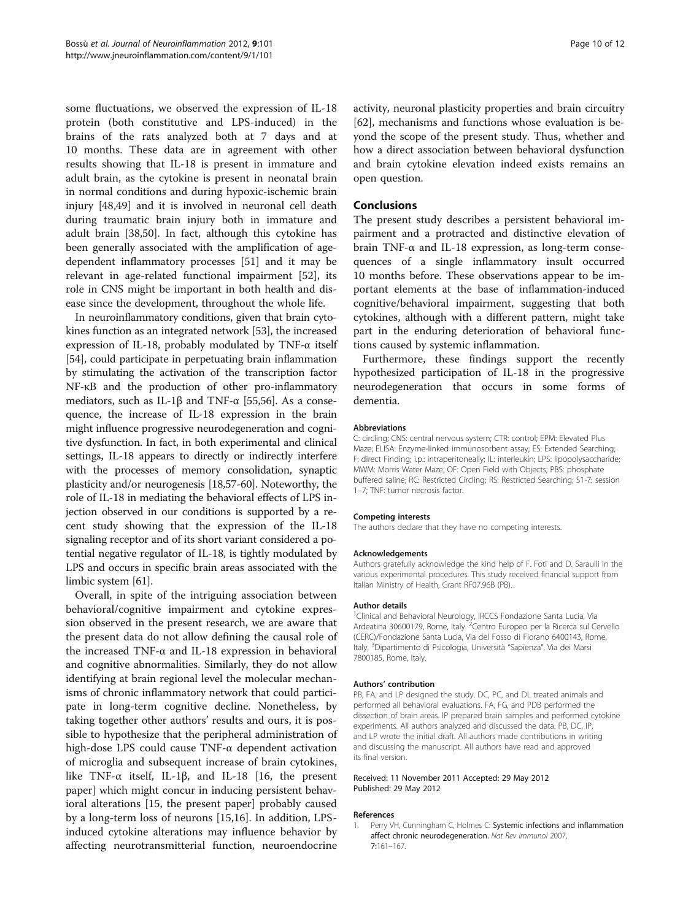some fluctuations, we observed the expression of IL-18 protein (both constitutive and LPS-induced) in the brains of the rats analyzed both at 7 days and at 10 months. These data are in agreement with other results showing that IL-18 is present in immature and adult brain, as the cytokine is present in neonatal brain in normal conditions and during hypoxic-ischemic brain injury [48,49] and it is involved in neuronal cell death during traumatic brain injury both in immature and adult brain [38,50]. In fact, although this cytokine has been generally associated with the amplification of age-dependent inflammatory processes [51] and it may be relevant in age-related functional impairment [52], its role in CNS might be important in both health and disease since the development, throughout the whole life.

In neuroinflammatory conditions, given that brain cytokines function as an integrated network [53], the increased expression of IL-18, probably modulated by TNF-α itself [54], could participate in perpetuating brain inflammation by stimulating the activation of the transcription factor NF-κB and the production of other pro-inflammatory mediators, such as IL-1β and TNF-α [55,56]. As a consequence, the increase of IL-18 expression in the brain might influence progressive neurodegeneration and cognitive dysfunction. In fact, in both experimental and clinical settings, IL-18 appears to directly or indirectly interfere with the processes of memory consolidation, synaptic plasticity and/or neurogenesis [18,57-60]. Noteworthy, the role of IL-18 in mediating the behavioral effects of LPS injection observed in our conditions is supported by a recent study showing that the expression of the IL-18 signaling receptor and of its short variant considered a potential negative regulator of IL-18, is tightly modulated by LPS and occurs in specific brain areas associated with the limbic system [61].

Overall, in spite of the intriguing association between behavioral/cognitive impairment and cytokine expression observed in the present research, we are aware that the present data do not allow defining the causal role of the increased TNF-α and IL-18 expression in behavioral and cognitive abnormalities. Similarly, they do not allow identifying at brain regional level the molecular mechanisms of chronic inflammatory network that could participate in long-term cognitive decline. Nonetheless, by taking together other authors' results and ours, it is possible to hypothesize that the peripheral administration of high-dose LPS could cause TNF-α dependent activation of microglia and subsequent increase of brain cytokines, like TNF-α itself, IL-1β, and IL-18 [16, the present paper] which might concur in inducing persistent behavioral alterations [15, the present paper] probably caused by a long-term loss of neurons [15,16]. In addition, LPS-induced cytokine alterations may influence behavior by affecting neurotransmitterial function, neuroendocrine activity, neuronal plasticity properties and brain circuitry [62], mechanisms and functions whose evaluation is beyond the scope of the present study. Thus, whether and how a direct association between behavioral dysfunction and brain cytokine elevation indeed exists remains an open question.

## Conclusions

The present study describes a persistent behavioral impairment and a protracted and distinctive elevation of brain TNF-α and IL-18 expression, as long-term consequences of a single inflammatory insult occurred 10 months before. These observations appear to be important elements at the base of inflammation-induced cognitive/behavioral impairment, suggesting that both cytokines, although with a different pattern, might take part in the enduring deterioration of behavioral functions caused by systemic inflammation.

Furthermore, these findings support the recently hypothesized participation of IL-18 in the progressive neurodegeneration that occurs in some forms of dementia.

#### Abbreviations

C: circling; CNS: central nervous system; CTR: control; EPM: Elevated Plus Maze; ELISA: Enzyme-linked immunosorbent assay; ES: Extended Searching; F: direct Finding; i.p.: intraperitoneally; IL: interleukin; LPS: lipopolysaccharide; MWM: Morris Water Maze; OF: Open Field with Objects; PBS: phosphate buffered saline; RC: Restricted Circling; RS: Restricted Searching; S1-7: session 1–7; TNF: tumor necrosis factor.

#### Competing interests

The authors declare that they have no competing interests.

#### Acknowledgements

Authors gratefully acknowledge the kind help of F. Foti and D. Saraulli in the various experimental procedures. This study received financial support from Italian Ministry of Health, Grant RF07.96B (PB).

#### Author details

[1]Clinical and Behavioral Neurology, IRCCS Fondazione Santa Lucia, Via Ardeatina 30600179, Rome, Italy. [2]Centro Europeo per la Ricerca sul Cervello (CERC)/Fondazione Santa Lucia, Via del Fosso di Fiorano 6400143, Rome, Italy. [3]Dipartimento di Psicologia, Università "Sapienza", Via dei Marsi 7800185, Rome, Italy.

#### Authors' contribution

PB, FA, and LP designed the study. DC, PC, and DL treated animals and performed all behavioral evaluations. FA, FG, and PDB performed the dissection of brain areas. IP prepared brain samples and performed cytokine experiments. All authors analyzed and discussed the data. PB, DC, IP, and LP wrote the initial draft. All authors made contributions in writing and discussing the manuscript. All authors have read and approved its final version.

Received: 11 November 2011 Accepted: 29 May 2012
Published: 29 May 2012

#### References

1. Perry VH, Cunningham C, Holmes C: **Systemic infections and inflammation affect chronic neurodegeneration.** *Nat Rev Immunol* 2007, **7**:161–167.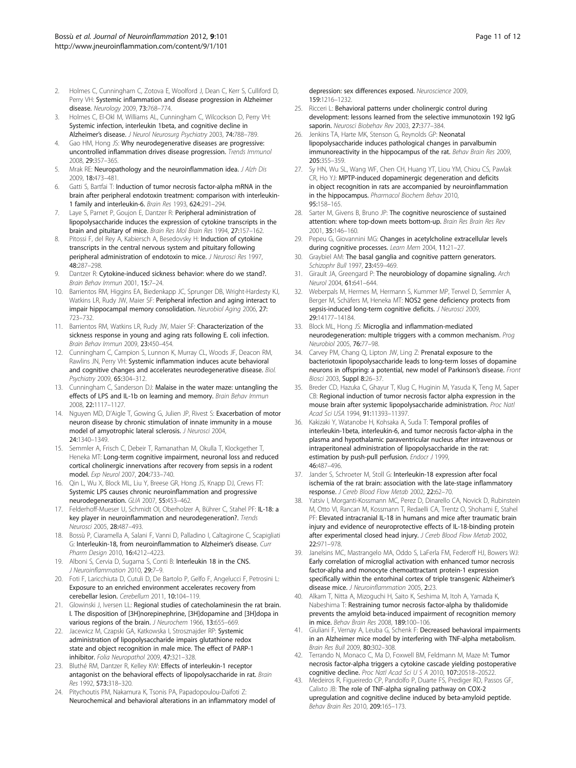2. Holmes C, Cunningham C, Zotova E, Woolford J, Dean C, Kerr S, Culliford D, Perry VH: **Systemic inflammation and disease progression in Alzheimer disease.** *Neurology* 2009, **73**:768–774.
3. Holmes C, El-Okl M, Williams AL, Cunningham C, Wilcockson D, Perry VH: **Systemic infection, interleukin 1beta, and cognitive decline in Alzheimer's disease.** *J Neurol Neurosurg Psychiatry* 2003, **74**:788–789.
4. Gao HM, Hong JS: **Why neurodegenerative diseases are progressive: uncontrolled inflammation drives disease progression.** *Trends Immunol* 2008, **29**:357–365.
5. Mrak RE: **Neuropathology and the neuroinflammation idea.** *J Alzh Dis* 2009, **18**:473–481.
6. Gatti S, Bartfai T: **Induction of tumor necrosis factor-alpha mRNA in the brain after peripheral endotoxin treatment: comparison with interleukin-1 family and interleukin-6.** *Brain Res* 1993, **624**:291–294.
7. Laye S, Parnet P, Goujon E, Dantzer R: **Peripheral administration of lipopolysaccharide induces the expression of cytokine transcripts in the brain and pituitary of mice.** *Brain Res Mol Brain Res* 1994, **27**:157–162.
8. Pitossi F, del Rey A, Kabiersch A, Besedovsky H: **Induction of cytokine transcripts in the central nervous system and pituitary following peripheral administration of endotoxin to mice.** *J Neurosci Res* 1997, **48**:287–298.
9. Dantzer R: **Cytokine-induced sickness behavior: where do we stand?.** *Brain Behav Immun* 2001, **15**:7–24.
10. Barrientos RM, Higgins EA, Biedenkapp JC, Sprunger DB, Wright-Hardesty KJ, Watkins LR, Rudy JW, Maier SF: **Peripheral infection and aging interact to impair hippocampal memory consolidation.** *Neurobiol Aging* 2006, **27**: 723–732.
11. Barrientos RM, Watkins LR, Rudy JW, Maier SF: **Characterization of the sickness response in young and aging rats following E. coli infection.** *Brain Behav Immun* 2009, **23**:450–454.
12. Cunningham C, Campion S, Lunnon K, Murray CL, Woods JF, Deacon RM, Rawlins JN, Perry VH: **Systemic inflammation induces acute behavioral and cognitive changes and accelerates neurodegenerative disease.** *Biol. Psychiatry* 2009, **65**:304–312.
13. Cunningham C, Sanderson DJ: **Malaise in the water maze: untangling the effects of LPS and IL-1b on learning and memory.** *Brain Behav Immun* 2008, **22**:1117–1127.
14. Nguyen MD, D'Aigle T, Gowing G, Julien JP, Rivest S: **Exacerbation of motor neuron disease by chronic stimulation of innate immunity in a mouse model of amyotrophic lateral sclerosis.** *J Neurosci* 2004, **24**:1340–1349.
15. Semmler A, Frisch C, Debeir T, Ramanathan M, Okulla T, Klockgether T, Heneka MT: **Long-term cognitive impairment, neuronal loss and reduced cortical cholinergic innervations after recovery from sepsis in a rodent model.** *Exp Neurol* 2007, **204**:733–740.
16. Qin L, Wu X, Block ML, Liu Y, Breese GR, Hong JS, Knapp DJ, Crews FT: **Systemic LPS causes chronic neuroinflammation and progressive neurodegeneration.** *GLIA* 2007, **55**:453–462.
17. Felderhoff-Mueser U, Schmidt OI, Oberholzer A, Bührer C, Stahel PF: **IL-18: a key player in neuroinflammation and neurodegeneration?.** *Trends Neurosci* 2005, **28**:487–493.
18. Bossù P, Ciaramella A, Salani F, Vanni D, Palladino I, Caltagirone C, Scapigliati G: **Interleukin-18, from neuroinflammation to Alzheimer's disease.** *Curr Pharm Design* 2010, **16**:4212–4223.
19. Alboni S, Cervia D, Sugama S, Conti B: **Interleukin 18 in the CNS.** *J Neuroinflammation* 2010, **29**:7–9.
20. Foti F, Laricchiuta D, Cutuli D, De Bartolo P, Gelfo F, Angelucci F, Petrosini L: **Exposure to an enriched environment accelerates recovery from cerebellar lesion.** *Cerebellum* 2011, **10**:104–119.
21. Glowinski J, Iversen LL: **Regional studies of catecholaminesin the rat brain. I. The disposition of [3H]norepinephrine, [3H]dopamine and [3H]dopa in various regions of the brain.** *J Neurochem* 1966, **13**:655–669.
22. Jacewicz M, Czapski GA, Katkowska I, Strosznajder RP: **Systemic administration of lipopolysaccharide impairs glutathione redox state and object recognition in male mice. The effect of PARP-1 inhibitor.** *Folia Neuropathol* 2009, **47**:321–328.
23. Bluthé RM, Dantzer R, Kelley KW: **Effects of interleukin-1 receptor antagonist on the behavioral effects of lipopolysaccharide in rat.** *Brain Res* 1992, **573**:318–320.
24. Pitychoutis PM, Nakamura K, Tsonis PA, Papadopoulou-Daifoti Z: **Neurochemical and behavioral alterations in an inflammatory model of depression: sex differences exposed.** *Neuroscience* 2009, **159**:1216–1232.
25. Ricceri L: **Behavioral patterns under cholinergic control during development: lessons learned from the selective immunotoxin 192 IgG saporin.** *Neurosci Biobehav Rev* 2003, **27**:377–384.
26. Jenkins TA, Harte MK, Stenson G, Reynolds GP: **Neonatal lipopolysaccharide induces pathological changes in parvalbumin immunoreactivity in the hippocampus of the rat.** *Behav Brain Res* 2009, **205**:355–359.
27. Sy HN, Wu SL, Wang WF, Chen CH, Huang YT, Liou YM, Chiou CS, Pawlak CR, Ho YJ: **MPTP-induced dopaminergic degeneration and deficits in object recognition in rats are accompanied by neuroinflammation in the hippocampus.** *Pharmacol Biochem Behav* 2010, **95**:158–165.
28. Sarter M, Givens B, Bruno JP: **The cognitive neuroscience of sustained attention: where top-down meets bottom-up.** *Brain Res Brain Res Rev* 2001, **35**:146–160.
29. Pepeu G, Giovannini MG: **Changes in acetylcholine extracellular levels during cognitive processes.** *Learn Mem* 2004, **11**:21–27.
30. Graybiel AM: **The basal ganglia and cognitive pattern generators.** *Schizophr Bull* 1997, **23**:459–469.
31. Girault JA, Greengard P: **The neurobiology of dopamine signaling.** *Arch Neurol* 2004, **61**:641–644.
32. Weberpals M, Hermes M, Hermann S, Kummer MP, Terwel D, Semmler A, Berger M, Schäfers M, Heneka MT: **NOS2 gene deficiency protects from sepsis-induced long-term cognitive deficits.** *J Neurosci* 2009, **29**:14177–14184.
33. Block ML, Hong JS: **Microglia and inflammation-mediated neurodegeneration: multiple triggers with a common mechanism.** *Prog Neurobiol* 2005, **76**:77–98.
34. Carvey PM, Chang Q, Lipton JW, Ling Z: **Prenatal exposure to the bacteriotoxin lipopolysaccharide leads to long-term losses of dopamine neurons in offspring: a potential, new model of Parkinson's disease.** *Front Biosci* 2003, **Suppl 8**:26–37.
35. Breder CD, Hazuka C, Ghayur T, Klug C, Huginin M, Yasuda K, Teng M, Saper CB: **Regional induction of tumor necrosis factor alpha expression in the mouse brain after systemic lipopolysaccharide administration.** *Proc Natl Acad Sci USA* 1994, **91**:11393–11397.
36. Kakizaki Y, Watanobe H, Kohsaka A, Suda T: **Temporal profiles of interleukin-1beta, interleukin-6, and tumor necrosis factor-alpha in the plasma and hypothalamic paraventricular nucleus after intravenous or intraperitoneal administration of lipopolysaccharide in the rat: estimation by push-pull perfusion.** *Endocr J* 1999, **46**:487–496.
37. Jander S, Schroeter M, Stoll G: **Interleukin-18 expression after focal ischemia of the rat brain: association with the late-stage inflammatory response.** *J Cereb Blood Flow Metab* 2002, **22**:62–70.
38. Yatsiv I, Morganti-Kossmann MC, Perez D, Dinarello CA, Novick D, Rubinstein M, Otto VI, Rancan M, Kossmann T, Redaelli CA, Trentz O, Shohami E, Stahel PF: **Elevated intracranial IL-18 in humans and mice after traumatic brain injury and evidence of neuroprotective effects of IL-18-binding protein after experimental closed head injury.** *J Cereb Blood Flow Metab* 2002, **22**:971–978.
39. Janelsins MC, Mastrangelo MA, Oddo S, LaFerla FM, Federoff HJ, Bowers WJ: **Early correlation of microglial activation with enhanced tumor necrosis factor-alpha and monocyte chemoattractant protein-1 expression specifically within the entorhinal cortex of triple transgenic Alzheimer's disease mice.** *J Neuroinflammation* 2005, **2**:23.
40. Alkam T, Nitta A, Mizoguchi H, Saito K, Seshima M, Itoh A, Yamada K, Nabeshima T: **Restraining tumor necrosis factor-alpha by thalidomide prevents the amyloid beta-induced impairment of recognition memory in mice.** *Behav Brain Res* 2008, **189**:100–106.
41. Giuliani F, Vernay A, Leuba G, Schenk F: **Decreased behavioral impairments in an Alzheimer mice model by interfering with TNF-alpha metabolism.** *Brain Res Bull* 2009, **80**:302–308.
42. Terrando N, Monaco C, Ma D, Foxwell BM, Feldmann M, Maze M: **Tumor necrosis factor-alpha triggers a cytokine cascade yielding postoperative cognitive decline.** *Proc Natl Acad Sci U S A* 2010, **107**:20518–20522.
43. Medeiros R, Figueiredo CP, Pandolfo P, Duarte FS, Prediger RD, Passos GF, Calixto JB: **The role of TNF-alpha signaling pathway on COX-2 upregulation and cognitive decline induced by beta-amyloid peptide.** *Behav Brain Res* 2010, **209**:165–173.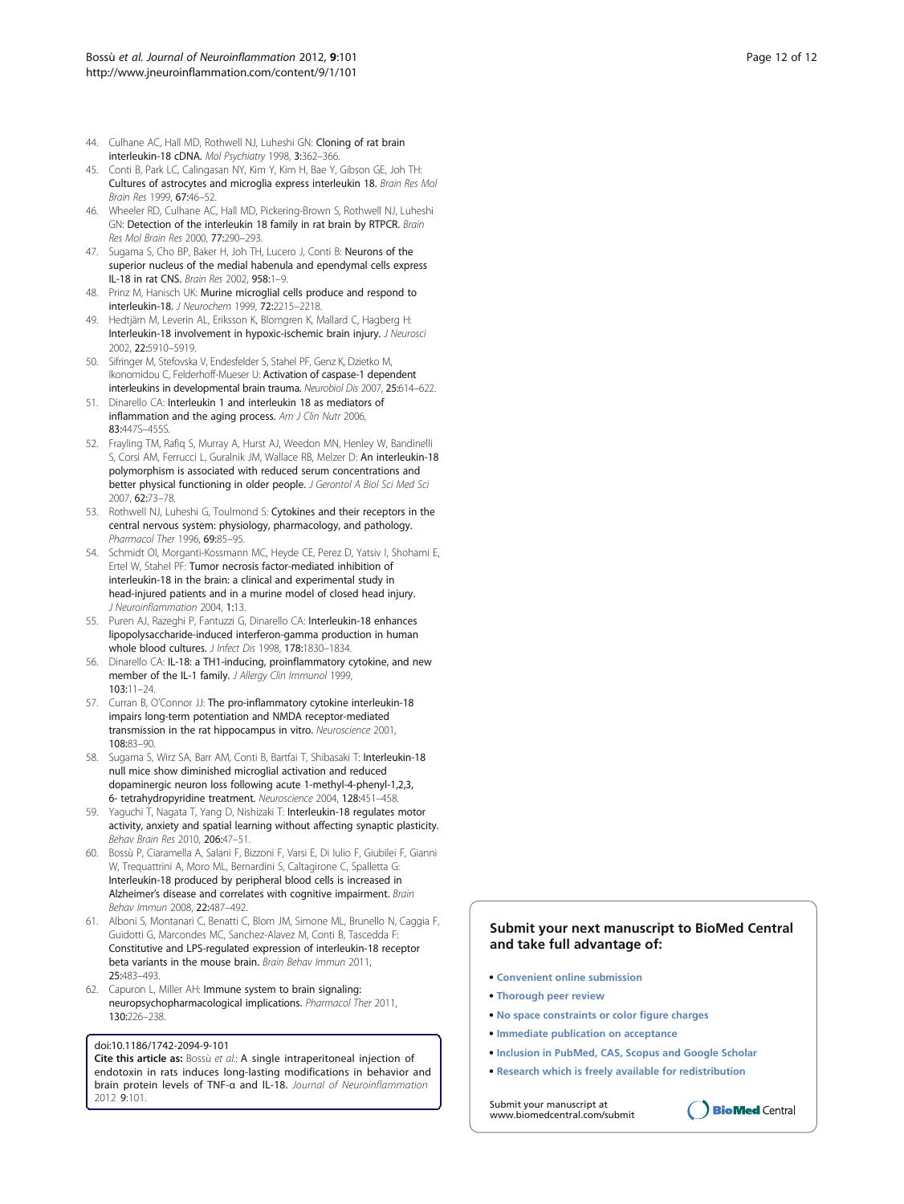44. Culhane AC, Hall MD, Rothwell NJ, Luheshi GN: **Cloning of rat brain interleukin-18 cDNA.** *Mol Psychiatry* 1998, **3**:362–366.
45. Conti B, Park LC, Calingasan NY, Kim Y, Kim H, Bae Y, Gibson GE, Joh TH: **Cultures of astrocytes and microglia express interleukin 18.** *Brain Res Mol Brain Res* 1999, **67**:46–52.
46. Wheeler RD, Culhane AC, Hall MD, Pickering-Brown S, Rothwell NJ, Luheshi GN: **Detection of the interleukin 18 family in rat brain by RTPCR.** *Brain Res Mol Brain Res* 2000, **77**:290–293.
47. Sugama S, Cho BP, Baker H, Joh TH, Lucero J, Conti B: **Neurons of the superior nucleus of the medial habenula and ependymal cells express IL-18 in rat CNS.** *Brain Res* 2002, **958**:1–9.
48. Prinz M, Hanisch UK: **Murine microglial cells produce and respond to interleukin-18.** *J Neurochem* 1999, **72**:2215–2218.
49. Hedtjärn M, Leverin AL, Eriksson K, Blomgren K, Mallard C, Hagberg H: **Interleukin-18 involvement in hypoxic-ischemic brain injury.** *J Neurosci* 2002, **22**:5910–5919.
50. Sifringer M, Stefovska V, Endesfelder S, Stahel PF, Genz K, Dzietko M, Ikonomidou C, Felderhoff-Mueser U: **Activation of caspase-1 dependent interleukins in developmental brain trauma.** *Neurobiol Dis* 2007, **25**:614–622.
51. Dinarello CA: **Interleukin 1 and interleukin 18 as mediators of inflammation and the aging process.** *Am J Clin Nutr* 2006, **83**:447S–455S.
52. Frayling TM, Rafiq S, Murray A, Hurst AJ, Weedon MN, Henley W, Bandinelli S, Corsi AM, Ferrucci L, Guralnik JM, Wallace RB, Melzer D: **An interleukin-18 polymorphism is associated with reduced serum concentrations and better physical functioning in older people.** *J Gerontol A Biol Sci Med Sci* 2007, **62**:73–78.
53. Rothwell NJ, Luheshi G, Toulmond S: **Cytokines and their receptors in the central nervous system: physiology, pharmacology, and pathology.** *Pharmacol Ther* 1996, **69**:85–95.
54. Schmidt OI, Morganti-Kossmann MC, Heyde CE, Perez D, Yatsiv I, Shohami E, Ertel W, Stahel PF: **Tumor necrosis factor-mediated inhibition of interleukin-18 in the brain: a clinical and experimental study in head-injured patients and in a murine model of closed head injury.** *J Neuroinflammation* 2004, **1**:13.
55. Puren AJ, Razeghi P, Fantuzzi G, Dinarello CA: **Interleukin-18 enhances lipopolysaccharide-induced interferon-gamma production in human whole blood cultures.** *J Infect Dis* 1998, **178**:1830–1834.
56. Dinarello CA: **IL-18: a TH1-inducing, proinflammatory cytokine, and new member of the IL-1 family.** *J Allergy Clin Immunol* 1999, **103**:11–24.
57. Curran B, O'Connor JJ: **The pro-inflammatory cytokine interleukin-18 impairs long-term potentiation and NMDA receptor-mediated transmission in the rat hippocampus in vitro.** *Neuroscience* 2001, **108**:83–90.
58. Sugama S, Wirz SA, Barr AM, Conti B, Bartfai T, Shibasaki T: **Interleukin-18 null mice show diminished microglial activation and reduced dopaminergic neuron loss following acute 1-methyl-4-phenyl-1,2,3, 6- tetrahydropyridine treatment.** *Neuroscience* 2004, **128**:451–458.
59. Yaguchi T, Nagata T, Yang D, Nishizaki T: **Interleukin-18 regulates motor activity, anxiety and spatial learning without affecting synaptic plasticity.** *Behav Brain Res* 2010, **206**:47–51.
60. Bossù P, Ciaramella A, Salani F, Bizzoni F, Varsi E, Di Iulio F, Giubilei F, Gianni W, Trequattrini A, Moro ML, Bernardini S, Caltagirone C, Spalletta G: **Interleukin-18 produced by peripheral blood cells is increased in Alzheimer's disease and correlates with cognitive impairment.** *Brain Behav Immun* 2008, **22**:487–492.
61. Alboni S, Montanari C, Benatti C, Blom JM, Simone ML, Brunello N, Caggia F, Guidotti G, Marcondes MC, Sanchez-Alavez M, Conti B, Tascedda F: **Constitutive and LPS-regulated expression of interleukin-18 receptor beta variants in the mouse brain.** *Brain Behav Immun* 2011, **25**:483–493.
62. Capuron L, Miller AH: **Immune system to brain signaling: neuropsychopharmacological implications.** *Pharmacol Ther* 2011, **130**:226–238.

doi:10.1186/1742-2094-9-101

**Cite this article as:** Bossù *et al.*: A single intraperitoneal injection of endotoxin in rats induces long-lasting modifications in behavior and brain protein levels of TNF-α and IL-18. *Journal of Neuroinflammation* 2012 **9**:101.

**Submit your next manuscript to BioMed Central and take full advantage of:**

- Convenient online submission
- Thorough peer review
- No space constraints or color figure charges
- Immediate publication on acceptance
- Inclusion in PubMed, CAS, Scopus and Google Scholar
- Research which is freely available for redistribution

Submit your manuscript at www.biomedcentral.com/submit

BioMed Central